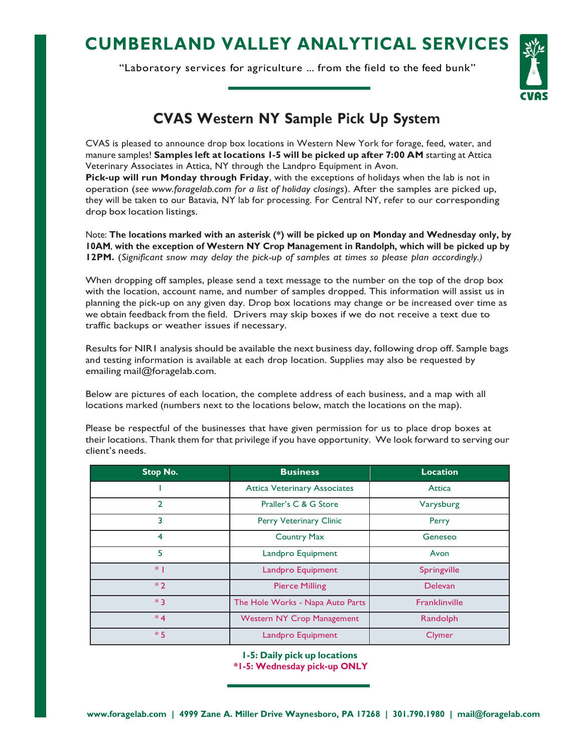# CUMBERLAND VALLEY ANALYTICAL SERVICES

"Laboratory services for agriculture ... from the field to the feed bunk"

CVAS

## CVAS Western NY Sample Pick Up System

CVAS is pleased to announce drop box locations in Western New York for forage, feed, water, and manure samples! **Samples left at locations 1-5 will be picked up after 7:00 AM** starting at Attica Veterinary Associates in Attica, NY through the Landpro Equipment in Avon.
**Pick-up will run Monday through Friday**, with the exceptions of holidays when the lab is not in operation (*see www.foragelab.com for a list of holiday closings*). After the samples are picked up, they will be taken to our Batavia, NY lab for processing. For Central NY, refer to our corresponding drop box location listings.

Note: **The locations marked with an asterisk (*) will be picked up on Monday and Wednesday only, by 10AM**, **with the exception of Western NY Crop Management in Randolph, which will be picked up by 12PM.** (*Significant snow may delay the pick-up of samples at times so please plan accordingly.)*

When dropping off samples, please send a text message to the number on the top of the drop box with the location, account name, and number of samples dropped. This information will assist us in planning the pick-up on any given day. Drop box locations may change or be increased over time as we obtain feedback from the field. Drivers may skip boxes if we do not receive a text due to traffic backups or weather issues if necessary.

Results for NIR1 analysis should be available the next business day, following drop off. Sample bags and testing information is available at each drop location. Supplies may also be requested by emailing mail@foragelab.com.

Below are pictures of each location, the complete address of each business, and a map with all locations marked (numbers next to the locations below, match the locations on the map).

Please be respectful of the businesses that have given permission for us to place drop boxes at their locations. Thank them for that privilege if you have opportunity. We look forward to serving our client's needs.

| Stop No. | Business | Location |
|---|---|---|
| 1 | Attica Veterinary Associates | Attica |
| 2 | Praller's C & G Store | Varysburg |
| 3 | Perry Veterinary Clinic | Perry |
| 4 | Country Max | Geneseo |
| 5 | Landpro Equipment | Avon |
| *1 | Landpro Equipment | Springville |
| *2 | Pierce Milling | Delevan |
| *3 | The Hole Works - Napa Auto Parts | Franklinville |
| *4 | Western NY Crop Management | Randolph |
| *5 | Landpro Equipment | Clymer |

**1-5: Daily pick up locations**
**\*1-5: Wednesday pick-up ONLY**

www.foragelab.com | 4999 Zane A. Miller Drive Waynesboro, PA 17268 | 301.790.1980 | mail@foragelab.com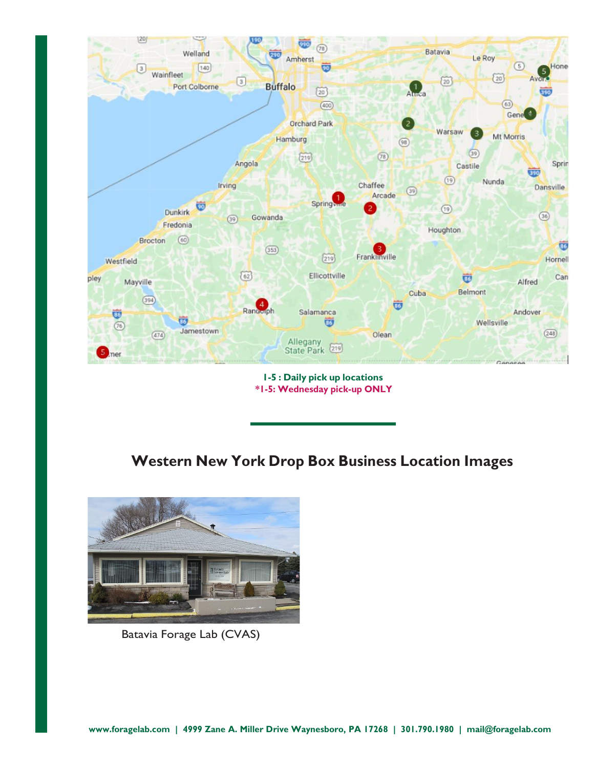**1-5 : Daily pick up locations**
***1-5: Wednesday pick-up ONLY**

## Western New York Drop Box Business Location Images

Batavia Forage Lab (CVAS)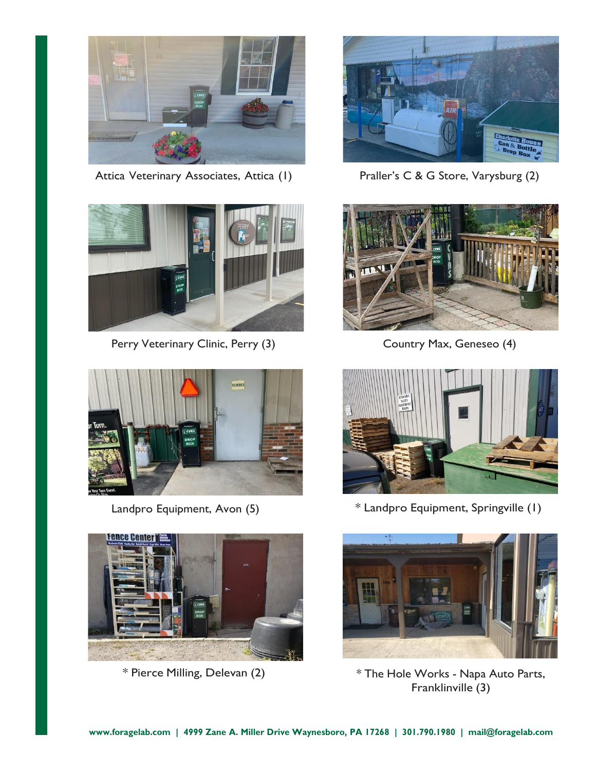Attica Veterinary Associates, Attica (1)

Praller's C & G Store, Varysburg (2)

Perry Veterinary Clinic, Perry (3)

Country Max, Geneseo (4)

Landpro Equipment, Avon (5)

* Landpro Equipment, Springville (1)

* Pierce Milling, Delevan (2)

* The Hole Works - Napa Auto Parts, Franklinville (3)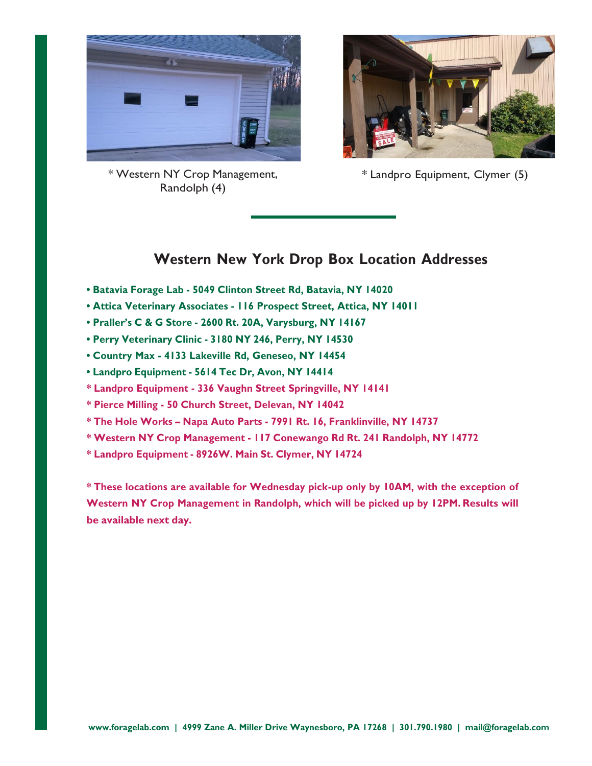* Western NY Crop Management, Randolph (4)

* Landpro Equipment, Clymer (5)

## Western New York Drop Box Location Addresses

- **Batavia Forage Lab - 5049 Clinton Street Rd, Batavia, NY 14020**
- **Attica Veterinary Associates - 116 Prospect Street, Attica, NY 14011**
- **Praller's C & G Store - 2600 Rt. 20A, Varysburg, NY 14167**
- **Perry Veterinary Clinic - 3180 NY 246, Perry, NY 14530**
- **Country Max - 4133 Lakeville Rd, Geneseo, NY 14454**
- **Landpro Equipment - 5614 Tec Dr, Avon, NY 14414**

**\* Landpro Equipment - 336 Vaughn Street Springville, NY 14141**
**\* Pierce Milling - 50 Church Street, Delevan, NY 14042**
**\* The Hole Works – Napa Auto Parts - 7991 Rt. 16, Franklinville, NY 14737**
**\* Western NY Crop Management - 117 Conewango Rd Rt. 241 Randolph, NY 14772**
**\* Landpro Equipment - 8926W. Main St. Clymer, NY 14724**

**\* These locations are available for Wednesday pick-up only by 10AM, with the exception of Western NY Crop Management in Randolph, which will be picked up by 12PM. Results will be available next day.**

**www.foragelab.com | 4999 Zane A. Miller Drive Waynesboro, PA 17268 | 301.790.1980 | mail@foragelab.com**